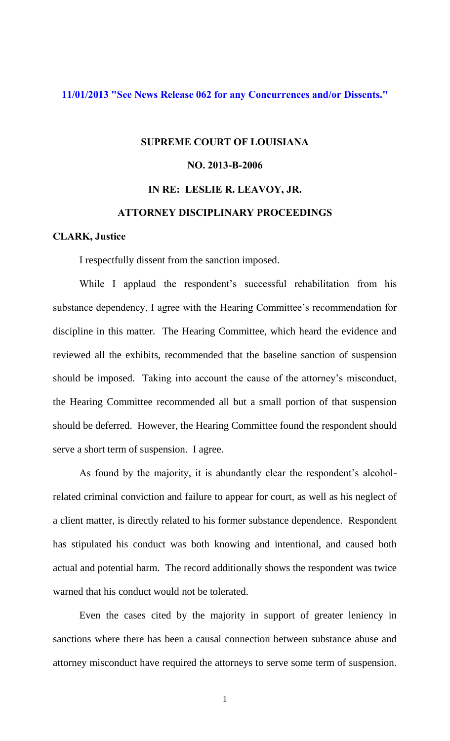11/01/2013 "See News Release 062 for any Concurrences and/or Dissents."

**SUPREME COURT OF LOUISIANA**

**NO. 2013-B-2006**

**IN RE: LESLIE R. LEAVOY, JR.**

**ATTORNEY DISCIPLINARY PROCEEDINGS**

**CLARK, Justice**

I respectfully dissent from the sanction imposed.

While I applaud the respondent's successful rehabilitation from his substance dependency, I agree with the Hearing Committee's recommendation for discipline in this matter. The Hearing Committee, which heard the evidence and reviewed all the exhibits, recommended that the baseline sanction of suspension should be imposed. Taking into account the cause of the attorney's misconduct, the Hearing Committee recommended all but a small portion of that suspension should be deferred. However, the Hearing Committee found the respondent should serve a short term of suspension. I agree.

As found by the majority, it is abundantly clear the respondent's alcohol-related criminal conviction and failure to appear for court, as well as his neglect of a client matter, is directly related to his former substance dependence. Respondent has stipulated his conduct was both knowing and intentional, and caused both actual and potential harm. The record additionally shows the respondent was twice warned that his conduct would not be tolerated.

Even the cases cited by the majority in support of greater leniency in sanctions where there has been a causal connection between substance abuse and attorney misconduct have required the attorneys to serve some term of suspension.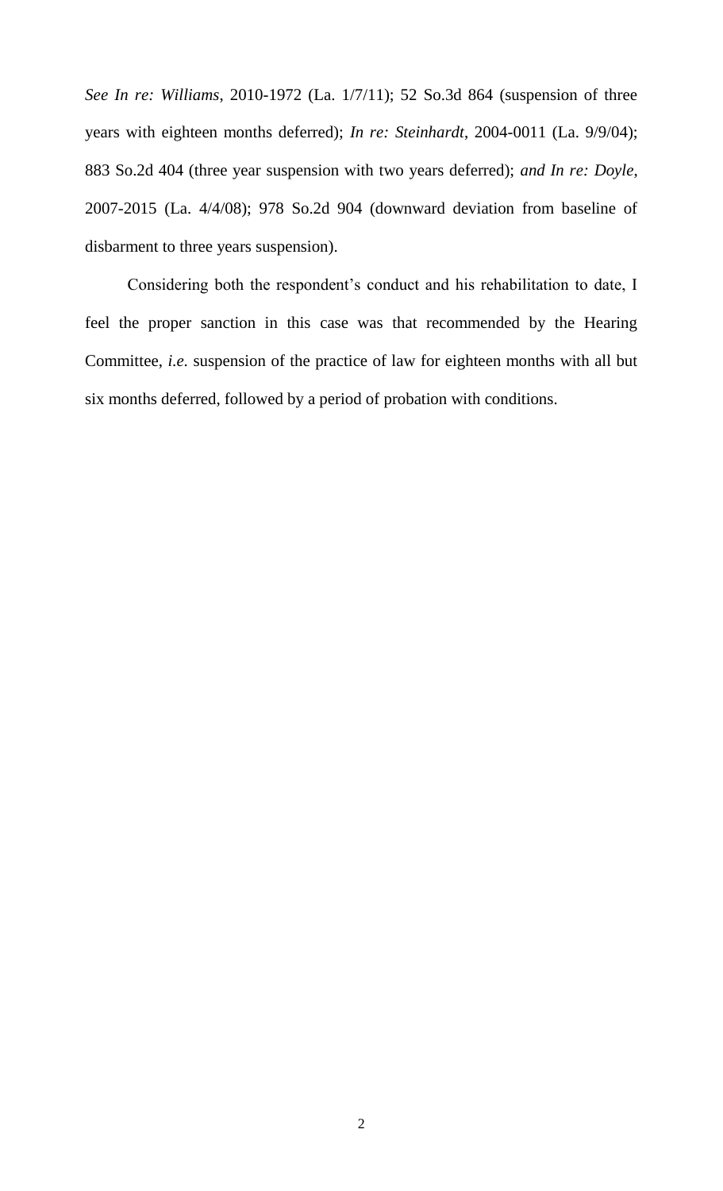*See In re: Williams*, 2010-1972 (La. 1/7/11); 52 So.3d 864 (suspension of three years with eighteen months deferred); *In re: Steinhardt*, 2004-0011 (La. 9/9/04); 883 So.2d 404 (three year suspension with two years deferred); *and In re: Doyle*, 2007-2015 (La. 4/4/08); 978 So.2d 904 (downward deviation from baseline of disbarment to three years suspension).

Considering both the respondent's conduct and his rehabilitation to date, I feel the proper sanction in this case was that recommended by the Hearing Committee, *i.e.* suspension of the practice of law for eighteen months with all but six months deferred, followed by a period of probation with conditions.